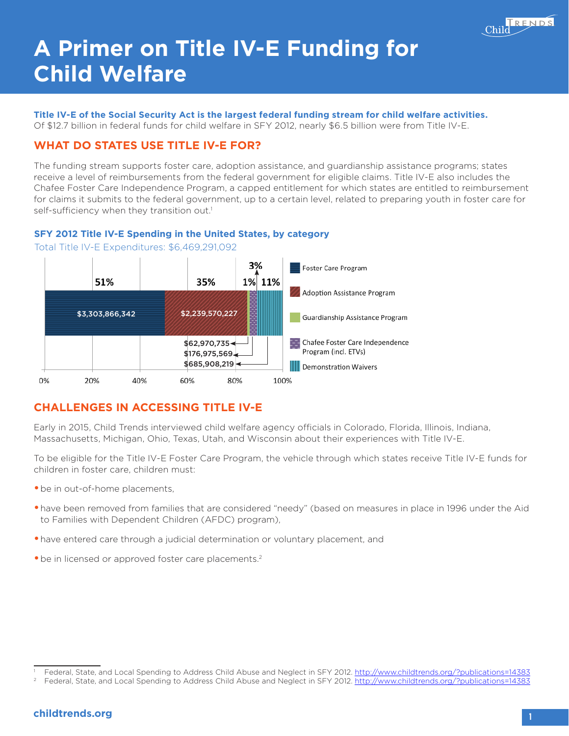# A Primer on Title IV-E Funding for Child Welfare

**Title IV-E of the Social Security Act is the largest federal funding stream for child welfare activities.** Of $12.7 billion in federal funds for child welfare in SFY 2012, nearly $6.5 billion were from Title IV-E.

## WHAT DO STATES USE TITLE IV-E FOR?

The funding stream supports foster care, adoption assistance, and guardianship assistance programs; states receive a level of reimbursements from the federal government for eligible claims. Title IV-E also includes the Chafee Foster Care Independence Program, a capped entitlement for which states are entitled to reimbursement for claims it submits to the federal government, up to a certain level, related to preparing youth in foster care for self-sufficiency when they transition out.[1]

### SFY 2012 Title IV-E Spending in the United States, by category

Total Title IV-E Expenditures: $6,469,291,092

| Category | Amount | Percent |
| --- | --- | --- |
| Foster Care Program | $3,303,866,342 | 51% |
| Adoption Assistance Program | $2,239,570,227 | 35% |
| Guardianship Assistance Program | $62,970,735 | 1% |
| Chafee Foster Care Independence Program (incl. ETVs) | $176,975,569 | 3% |
| Demonstration Waivers | $685,908,219 | 11% |

## CHALLENGES IN ACCESSING TITLE IV-E

Early in 2015, Child Trends interviewed child welfare agency officials in Colorado, Florida, Illinois, Indiana, Massachusetts, Michigan, Ohio, Texas, Utah, and Wisconsin about their experiences with Title IV-E.

To be eligible for the Title IV-E Foster Care Program, the vehicle through which states receive Title IV-E funds for children in foster care, children must:

- be in out-of-home placements,
- have been removed from families that are considered "needy" (based on measures in place in 1996 under the Aid to Families with Dependent Children (AFDC) program),
- have entered care through a judicial determination or voluntary placement, and
- be in licensed or approved foster care placements.[2]

---

[1] Federal, State, and Local Spending to Address Child Abuse and Neglect in SFY 2012. http://www.childtrends.org/?publications=14383

[2] Federal, State, and Local Spending to Address Child Abuse and Neglect in SFY 2012. http://www.childtrends.org/?publications=14383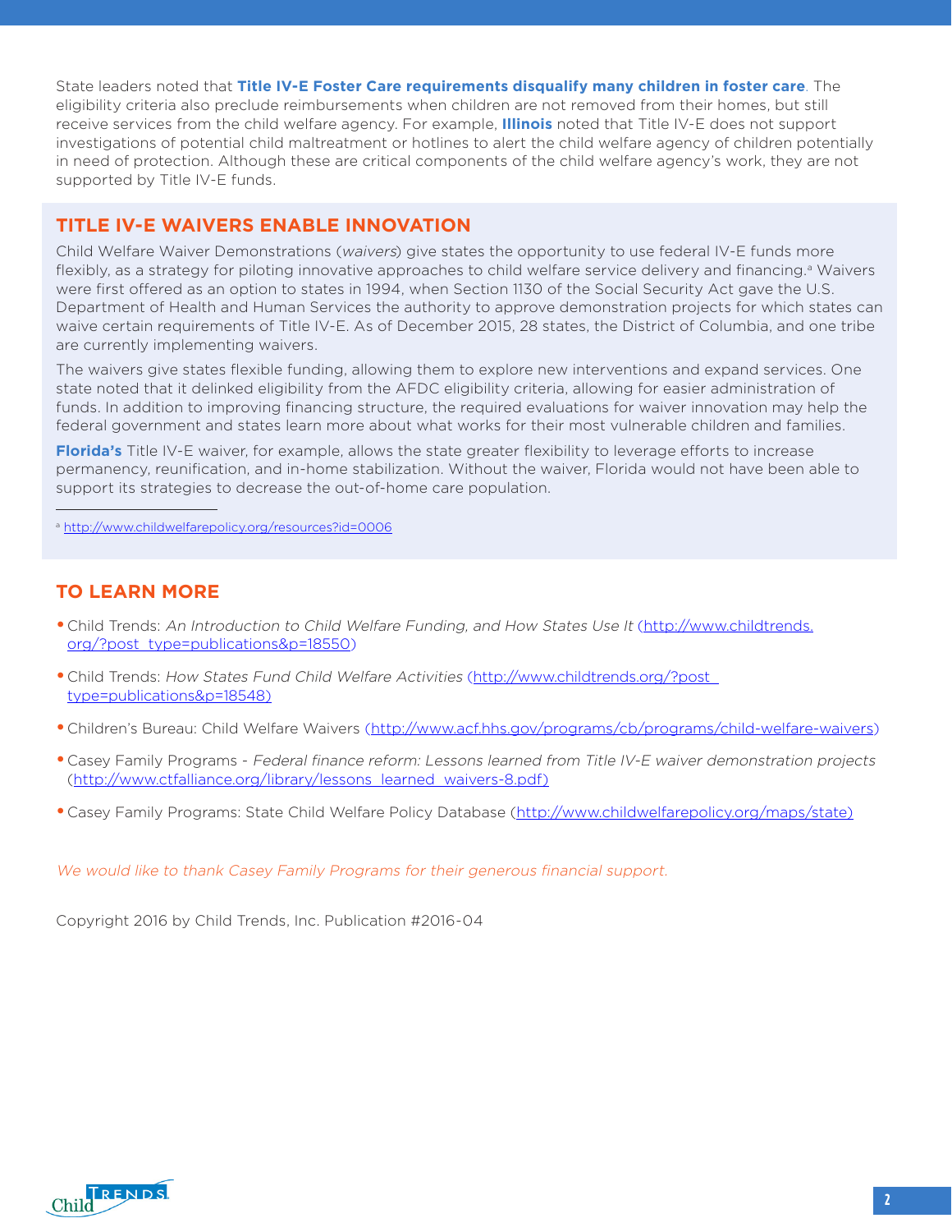State leaders noted that **Title IV-E Foster Care requirements disqualify many children in foster care**. The eligibility criteria also preclude reimbursements when children are not removed from their homes, but still receive services from the child welfare agency. For example, **Illinois** noted that Title IV-E does not support investigations of potential child maltreatment or hotlines to alert the child welfare agency of children potentially in need of protection. Although these are critical components of the child welfare agency's work, they are not supported by Title IV-E funds.

## TITLE IV-E WAIVERS ENABLE INNOVATION

Child Welfare Waiver Demonstrations (*waivers*) give states the opportunity to use federal IV-E funds more flexibly, as a strategy for piloting innovative approaches to child welfare service delivery and financing.[a] Waivers were first offered as an option to states in 1994, when Section 1130 of the Social Security Act gave the U.S. Department of Health and Human Services the authority to approve demonstration projects for which states can waive certain requirements of Title IV-E. As of December 2015, 28 states, the District of Columbia, and one tribe are currently implementing waivers.

The waivers give states flexible funding, allowing them to explore new interventions and expand services. One state noted that it delinked eligibility from the AFDC eligibility criteria, allowing for easier administration of funds. In addition to improving financing structure, the required evaluations for waiver innovation may help the federal government and states learn more about what works for their most vulnerable children and families.

**Florida's** Title IV-E waiver, for example, allows the state greater flexibility to leverage efforts to increase permanency, reunification, and in-home stabilization. Without the waiver, Florida would not have been able to support its strategies to decrease the out-of-home care population.

[a] http://www.childwelfarepolicy.org/resources?id=0006

## TO LEARN MORE

- Child Trends: *An Introduction to Child Welfare Funding, and How States Use It* (http://www.childtrends.org/?post_type=publications&p=18550)
- Child Trends: *How States Fund Child Welfare Activities* (http://www.childtrends.org/?post_type=publications&p=18548)
- Children's Bureau: Child Welfare Waivers (http://www.acf.hhs.gov/programs/cb/programs/child-welfare-waivers)
- Casey Family Programs - *Federal finance reform: Lessons learned from Title IV-E waiver demonstration projects* (http://www.ctfalliance.org/library/lessons_learned_waivers-8.pdf)
- Casey Family Programs: State Child Welfare Policy Database (http://www.childwelfarepolicy.org/maps/state)

*We would like to thank Casey Family Programs for their generous financial support.*

Copyright 2016 by Child Trends, Inc. Publication #2016-04